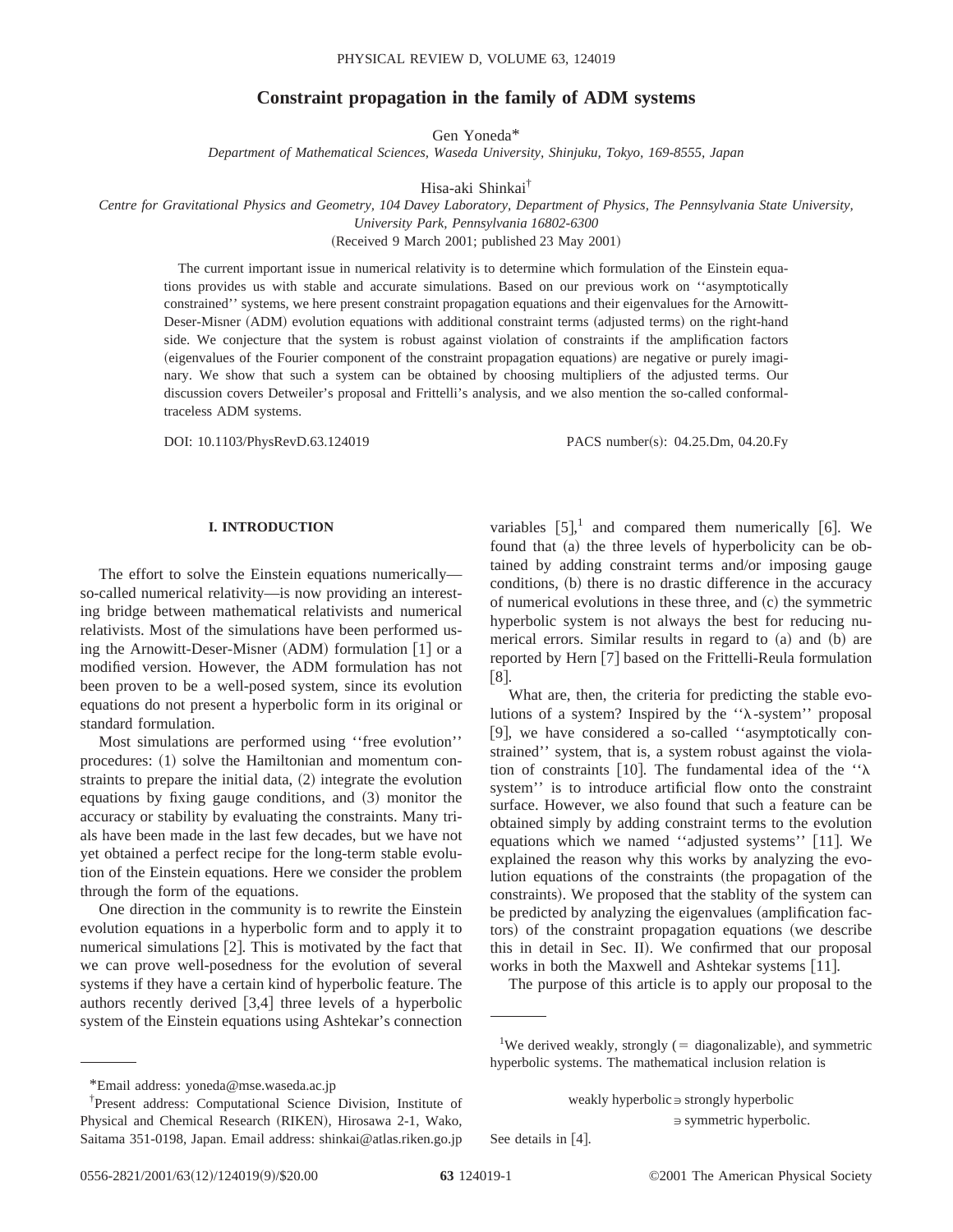# Constraint propagation in the family of ADM systems

Gen Yoneda*

*Department of Mathematical Sciences, Waseda University, Shinjuku, Tokyo, 169-8555, Japan*

Hisa-aki Shinkai†

*Centre for Gravitational Physics and Geometry, 104 Davey Laboratory, Department of Physics, The Pennsylvania State University, University Park, Pennsylvania 16802-6300*

(Received 9 March 2001; published 23 May 2001)

The current important issue in numerical relativity is to determine which formulation of the Einstein equations provides us with stable and accurate simulations. Based on our previous work on ''asymptotically constrained'' systems, we here present constraint propagation equations and their eigenvalues for the Arnowitt-Deser-Misner (ADM) evolution equations with additional constraint terms (adjusted terms) on the right-hand side. We conjecture that the system is robust against violation of constraints if the amplification factors (eigenvalues of the Fourier component of the constraint propagation equations) are negative or purely imaginary. We show that such a system can be obtained by choosing multipliers of the adjusted terms. Our discussion covers Detweiler's proposal and Frittelli's analysis, and we also mention the so-called conformal-traceless ADM systems.

DOI: 10.1103/PhysRevD.63.124019 PACS number(s): 04.25.Dm, 04.20.Fy

## I. INTRODUCTION

The effort to solve the Einstein equations numerically—so-called numerical relativity—is now providing an interesting bridge between mathematical relativists and numerical relativists. Most of the simulations have been performed using the Arnowitt-Deser-Misner (ADM) formulation [1] or a modified version. However, the ADM formulation has not been proven to be a well-posed system, since its evolution equations do not present a hyperbolic form in its original or standard formulation.

Most simulations are performed using ''free evolution'' procedures: (1) solve the Hamiltonian and momentum constraints to prepare the initial data, (2) integrate the evolution equations by fixing gauge conditions, and (3) monitor the accuracy or stability by evaluating the constraints. Many trials have been made in the last few decades, but we have not yet obtained a perfect recipe for the long-term stable evolution of the Einstein equations. Here we consider the problem through the form of the equations.

One direction in the community is to rewrite the Einstein evolution equations in a hyperbolic form and to apply it to numerical simulations [2]. This is motivated by the fact that we can prove well-posedness for the evolution of several systems if they have a certain kind of hyperbolic feature. The authors recently derived [3,4] three levels of a hyperbolic system of the Einstein equations using Ashtekar's connection variables [5],[1] and compared them numerically [6]. We found that (a) the three levels of hyperbolicity can be obtained by adding constraint terms and/or imposing gauge conditions, (b) there is no drastic difference in the accuracy of numerical evolutions in these three, and (c) the symmetric hyperbolic system is not always the best for reducing numerical errors. Similar results in regard to (a) and (b) are reported by Hern [7] based on the Frittelli-Reula formulation [8].

What are, then, the criteria for predicting the stable evolutions of a system? Inspired by the ''$\lambda$-system'' proposal [9], we have considered a so-called ''asymptotically constrained'' system, that is, a system robust against the violation of constraints [10]. The fundamental idea of the ''$\lambda$ system'' is to introduce artificial flow onto the constraint surface. However, we also found that such a feature can be obtained simply by adding constraint terms to the evolution equations which we named ''adjusted systems'' [11]. We explained the reason why this works by analyzing the evolution equations of the constraints (the propagation of the constraints). We proposed that the stablity of the system can be predicted by analyzing the eigenvalues (amplification factors) of the constraint propagation equations (we describe this in detail in Sec. II). We confirmed that our proposal works in both the Maxwell and Ashtekar systems [11].

The purpose of this article is to apply our proposal to the

---

*Email address: yoneda@mse.waseda.ac.jp

†Present address: Computational Science Division, Institute of Physical and Chemical Research (RIKEN), Hirosawa 2-1, Wako, Saitama 351-0198, Japan. Email address: shinkai@atlas.riken.go.jp

[1] We derived weakly, strongly (= diagonalizable), and symmetric hyperbolic systems. The mathematical inclusion relation is

$$\text{weakly hyperbolic} \ni \text{strongly hyperbolic} \ni \text{symmetric hyperbolic}.$$

See details in [4].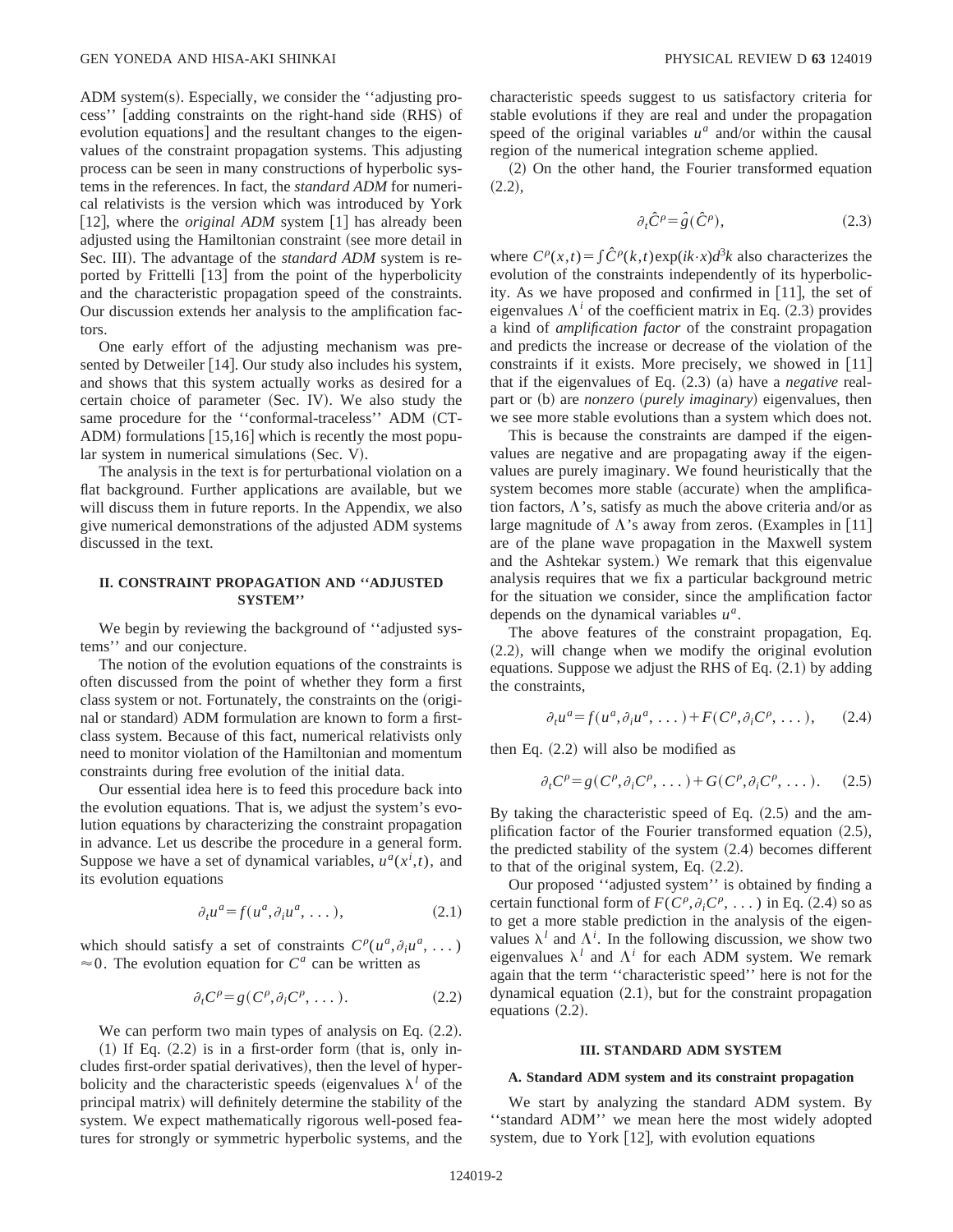ADM system(s). Especially, we consider the ''adjusting process'' [adding constraints on the right-hand side (RHS) of evolution equations] and the resultant changes to the eigenvalues of the constraint propagation systems. This adjusting process can be seen in many constructions of hyperbolic systems in the references. In fact, the *standard ADM* for numerical relativists is the version which was introduced by York [12], where the *original ADM* system [1] has already been adjusted using the Hamiltonian constraint (see more detail in Sec. III). The advantage of the *standard ADM* system is reported by Frittelli [13] from the point of the hyperbolicity and the characteristic propagation speed of the constraints. Our discussion extends her analysis to the amplification factors.

One early effort of the adjusting mechanism was presented by Detweiler [14]. Our study also includes his system, and shows that this system actually works as desired for a certain choice of parameter (Sec. IV). We also study the same procedure for the ''conformal-traceless'' ADM (CT-ADM) formulations [15,16] which is recently the most popular system in numerical simulations (Sec. V).

The analysis in the text is for perturbational violation on a flat background. Further applications are available, but we will discuss them in future reports. In the Appendix, we also give numerical demonstrations of the adjusted ADM systems discussed in the text.

## II. CONSTRAINT PROPAGATION AND ''ADJUSTED SYSTEM''

We begin by reviewing the background of ''adjusted systems'' and our conjecture.

The notion of the evolution equations of the constraints is often discussed from the point of whether they form a first class system or not. Fortunately, the constraints on the (original or standard) ADM formulation are known to form a first-class system. Because of this fact, numerical relativists only need to monitor violation of the Hamiltonian and momentum constraints during free evolution of the initial data.

Our essential idea here is to feed this procedure back into the evolution equations. That is, we adjust the system's evolution equations by characterizing the constraint propagation in advance. Let us describe the procedure in a general form. Suppose we have a set of dynamical variables, $u^a(x^i,t)$, and its evolution equations

$$\partial_t u^a = f(u^a, \partial_i u^a, \dots), \tag{2.1}$$

which should satisfy a set of constraints $C^\rho(u^a, \partial_i u^a, \dots) \approx 0$. The evolution equation for $C^a$ can be written as

$$\partial_t C^\rho = g(C^\rho, \partial_i C^\rho, \dots). \tag{2.2}$$

We can perform two main types of analysis on Eq. (2.2).

(1) If Eq. (2.2) is in a first-order form (that is, only includes first-order spatial derivatives), then the level of hyperbolicity and the characteristic speeds (eigenvalues $\lambda^l$ of the principal matrix) will definitely determine the stability of the system. We expect mathematically rigorous well-posed features for strongly or symmetric hyperbolic systems, and the characteristic speeds suggest to us satisfactory criteria for stable evolutions if they are real and under the propagation speed of the original variables $u^a$ and/or within the causal region of the numerical integration scheme applied.

(2) On the other hand, the Fourier transformed equation (2.2),

$$\partial_t \hat{C}^\rho = \hat{g}(\hat{C}^\rho), \tag{2.3}$$

where $C^\rho(x,t) = \int \hat{C}^\rho(k,t)\exp(ik\cdot x)d^3k$ also characterizes the evolution of the constraints independently of its hyperbolicity. As we have proposed and confirmed in [11], the set of eigenvalues $\Lambda^i$ of the coefficient matrix in Eq. (2.3) provides a kind of *amplification factor* of the constraint propagation and predicts the increase or decrease of the violation of the constraints if it exists. More precisely, we showed in [11] that if the eigenvalues of Eq. (2.3) (a) have a *negative* real-part or (b) are *nonzero* (*purely imaginary*) eigenvalues, then we see more stable evolutions than a system which does not.

This is because the constraints are damped if the eigenvalues are negative and are propagating away if the eigenvalues are purely imaginary. We found heuristically that the system becomes more stable (accurate) when the amplification factors, $\Lambda$'s, satisfy as much the above criteria and/or as large magnitude of $\Lambda$'s away from zeros. (Examples in [11] are of the plane wave propagation in the Maxwell system and the Ashtekar system.) We remark that this eigenvalue analysis requires that we fix a particular background metric for the situation we consider, since the amplification factor depends on the dynamical variables $u^a$.

The above features of the constraint propagation, Eq. (2.2), will change when we modify the original evolution equations. Suppose we adjust the RHS of Eq. (2.1) by adding the constraints,

$$\partial_t u^a = f(u^a, \partial_i u^a, \dots) + F(C^\rho, \partial_i C^\rho, \dots), \tag{2.4}$$

then Eq. (2.2) will also be modified as

$$\partial_t C^\rho = g(C^\rho, \partial_i C^\rho, \dots) + G(C^\rho, \partial_i C^\rho, \dots). \tag{2.5}$$

By taking the characteristic speed of Eq. (2.5) and the amplification factor of the Fourier transformed equation (2.5), the predicted stability of the system (2.4) becomes different to that of the original system, Eq. (2.2).

Our proposed ''adjusted system'' is obtained by finding a certain functional form of $F(C^\rho, \partial_i C^\rho, \dots)$ in Eq. (2.4) so as to get a more stable prediction in the analysis of the eigenvalues $\lambda^l$ and $\Lambda^i$. In the following discussion, we show two eigenvalues $\lambda^l$ and $\Lambda^i$ for each ADM system. We remark again that the term ''characteristic speed'' here is not for the dynamical equation (2.1), but for the constraint propagation equations (2.2).

## III. STANDARD ADM SYSTEM

### A. Standard ADM system and its constraint propagation

We start by analyzing the standard ADM system. By ''standard ADM'' we mean here the most widely adopted system, due to York [12], with evolution equations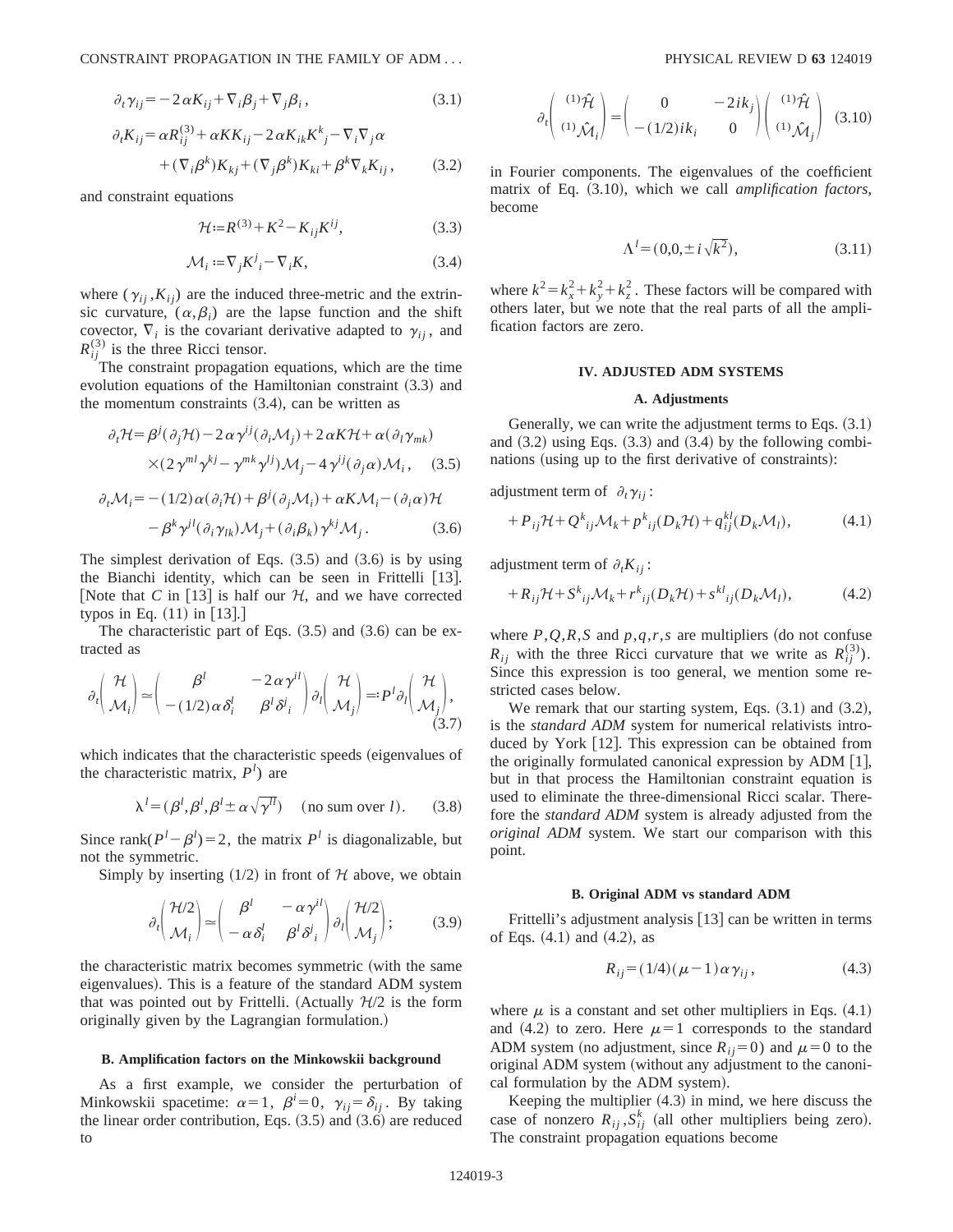$$\partial_t \gamma_{ij} = -2\alpha K_{ij} + \nabla_i \beta_j + \nabla_j \beta_i, \tag{3.1}$$

$$\partial_t K_{ij} = \alpha R^{(3)}_{ij} + \alpha K K_{ij} - 2\alpha K_{ik} K^k{}_j - \nabla_i \nabla_j \alpha + (\nabla_i \beta^k) K_{kj} + (\nabla_j \beta^k) K_{ki} + \beta^k \nabla_k K_{ij}, \tag{3.2}$$

and constraint equations

$$\mathcal{H} := R^{(3)} + K^2 - K_{ij} K^{ij}, \tag{3.3}$$

$$\mathcal{M}_i := \nabla_j K^j{}_i - \nabla_i K, \tag{3.4}$$

where $(\gamma_{ij}, K_{ij})$ are the induced three-metric and the extrinsic curvature, $(\alpha, \beta_i)$ are the lapse function and the shift covector, $\nabla_i$ is the covariant derivative adapted to $\gamma_{ij}$, and $R^{(3)}_{ij}$ is the three Ricci tensor.

The constraint propagation equations, which are the time evolution equations of the Hamiltonian constraint (3.3) and the momentum constraints (3.4), can be written as

$$\partial_t \mathcal{H} = \beta^j (\partial_j \mathcal{H}) - 2\alpha \gamma^{ij} (\partial_i \mathcal{M}_j) + 2\alpha K \mathcal{H} + \alpha (\partial_l \gamma_{mk}) \times (2\gamma^{ml}\gamma^{kj} - \gamma^{mk}\gamma^{lj}) \mathcal{M}_j - 4\gamma^{ij}(\partial_j \alpha)\mathcal{M}_i, \tag{3.5}$$

$$\partial_t \mathcal{M}_i = -(1/2)\alpha (\partial_i \mathcal{H}) + \beta^j (\partial_j \mathcal{M}_i) + \alpha K \mathcal{M}_i - (\partial_i \alpha)\mathcal{H} - \beta^k \gamma^{jl} (\partial_i \gamma_{lk}) \mathcal{M}_j + (\partial_i \beta_k)\gamma^{kj}\mathcal{M}_j. \tag{3.6}$$

The simplest derivation of Eqs. (3.5) and (3.6) is by using the Bianchi identity, which can be seen in Frittelli [13]. [Note that $C$ in [13] is half our $\mathcal{H}$, and we have corrected typos in Eq. (11) in [13].]

The characteristic part of Eqs. (3.5) and (3.6) can be extracted as

$$\partial_t \begin{pmatrix} \mathcal{H} \\ \mathcal{M}_i \end{pmatrix} \simeq \begin{pmatrix} \beta^l & -2\alpha\gamma^{il} \\ -(1/2)\alpha\delta^l_i & \beta^l \delta^j{}_i \end{pmatrix} \partial_l \begin{pmatrix} \mathcal{H} \\ \mathcal{M}_j \end{pmatrix} =: P^l \partial_l \begin{pmatrix} \mathcal{H} \\ \mathcal{M}_j \end{pmatrix}, \tag{3.7}$$

which indicates that the characteristic speeds (eigenvalues of the characteristic matrix, $P^l$) are

$$\lambda^l = (\beta^l, \beta^l, \beta^l \pm \alpha\sqrt{\gamma^{ll}}) \quad (\text{no sum over } l). \tag{3.8}$$

Since $\text{rank}(P^l - \beta^l) = 2$, the matrix $P^l$ is diagonalizable, but not the symmetric.

Simply by inserting (1/2) in front of $\mathcal{H}$ above, we obtain

$$\partial_t \begin{pmatrix} \mathcal{H}/2 \\ \mathcal{M}_i \end{pmatrix} \simeq \begin{pmatrix} \beta^l & -\alpha\gamma^{il} \\ -\alpha\delta^l_i & \beta^l \delta^j{}_i \end{pmatrix} \partial_l \begin{pmatrix} \mathcal{H}/2 \\ \mathcal{M}_j \end{pmatrix}; \tag{3.9}$$

the characteristic matrix becomes symmetric (with the same eigenvalues). This is a feature of the standard ADM system that was pointed out by Frittelli. (Actually $\mathcal{H}/2$ is the form originally given by the Lagrangian formulation.)

### B. Amplification factors on the Minkowskii background

As a first example, we consider the perturbation of Minkowskii spacetime: $\alpha = 1$, $\beta^i = 0$, $\gamma_{ij} = \delta_{ij}$. By taking the linear order contribution, Eqs. (3.5) and (3.6) are reduced to

$$\partial_t \begin{pmatrix} {}^{(1)}\hat{\mathcal{H}} \\ {}^{(1)}\hat{\mathcal{M}}_i \end{pmatrix} = \begin{pmatrix} 0 & -2ik_j \\ -(1/2)ik_i & 0 \end{pmatrix} \begin{pmatrix} {}^{(1)}\hat{\mathcal{H}} \\ {}^{(1)}\hat{\mathcal{M}}_j \end{pmatrix} \tag{3.10}$$

in Fourier components. The eigenvalues of the coefficient matrix of Eq. (3.10), which we call *amplification factors*, become

$$\Lambda^l = (0, 0, \pm i\sqrt{k^2}), \tag{3.11}$$

where $k^2 = k_x^2 + k_y^2 + k_z^2$. These factors will be compared with others later, but we note that the real parts of all the amplification factors are zero.

## IV. ADJUSTED ADM SYSTEMS

### A. Adjustments

Generally, we can write the adjustment terms to Eqs. (3.1) and (3.2) using Eqs. (3.3) and (3.4) by the following combinations (using up to the first derivative of constraints):

adjustment term of $\partial_t \gamma_{ij}$:

$$+P_{ij}\mathcal{H} + Q^k{}_{ij}\mathcal{M}_k + p^k{}_{ij}(D_k\mathcal{H}) + q^{kl}_{ij}(D_k\mathcal{M}_l), \tag{4.1}$$

adjustment term of $\partial_t K_{ij}$:

$$+R_{ij}\mathcal{H} + S^k{}_{ij}\mathcal{M}_k + r^k{}_{ij}(D_k\mathcal{H}) + s^{kl}{}_{ij}(D_k\mathcal{M}_l), \tag{4.2}$$

where $P,Q,R,S$ and $p,q,r,s$ are multipliers (do not confuse $R_{ij}$ with the three Ricci curvature that we write as $R^{(3)}_{ij}$). Since this expression is too general, we mention some restricted cases below.

We remark that our starting system, Eqs. (3.1) and (3.2), is the *standard ADM* system for numerical relativists introduced by York [12]. This expression can be obtained from the originally formulated canonical expression by ADM [1], but in that process the Hamiltonian constraint equation is used to eliminate the three-dimensional Ricci scalar. Therefore the *standard ADM* system is already adjusted from the *original ADM* system. We start our comparison with this point.

### B. Original ADM vs standard ADM

Frittelli's adjustment analysis [13] can be written in terms of Eqs. (4.1) and (4.2), as

$$R_{ij} = (1/4)(\mu - 1)\alpha\gamma_{ij}, \tag{4.3}$$

where $\mu$ is a constant and set other multipliers in Eqs. (4.1) and (4.2) to zero. Here $\mu = 1$ corresponds to the standard ADM system (no adjustment, since $R_{ij} = 0$) and $\mu = 0$ to the original ADM system (without any adjustment to the canonical formulation by the ADM system).

Keeping the multiplier (4.3) in mind, we here discuss the case of nonzero $R_{ij}, S^k_{ij}$ (all other multipliers being zero). The constraint propagation equations become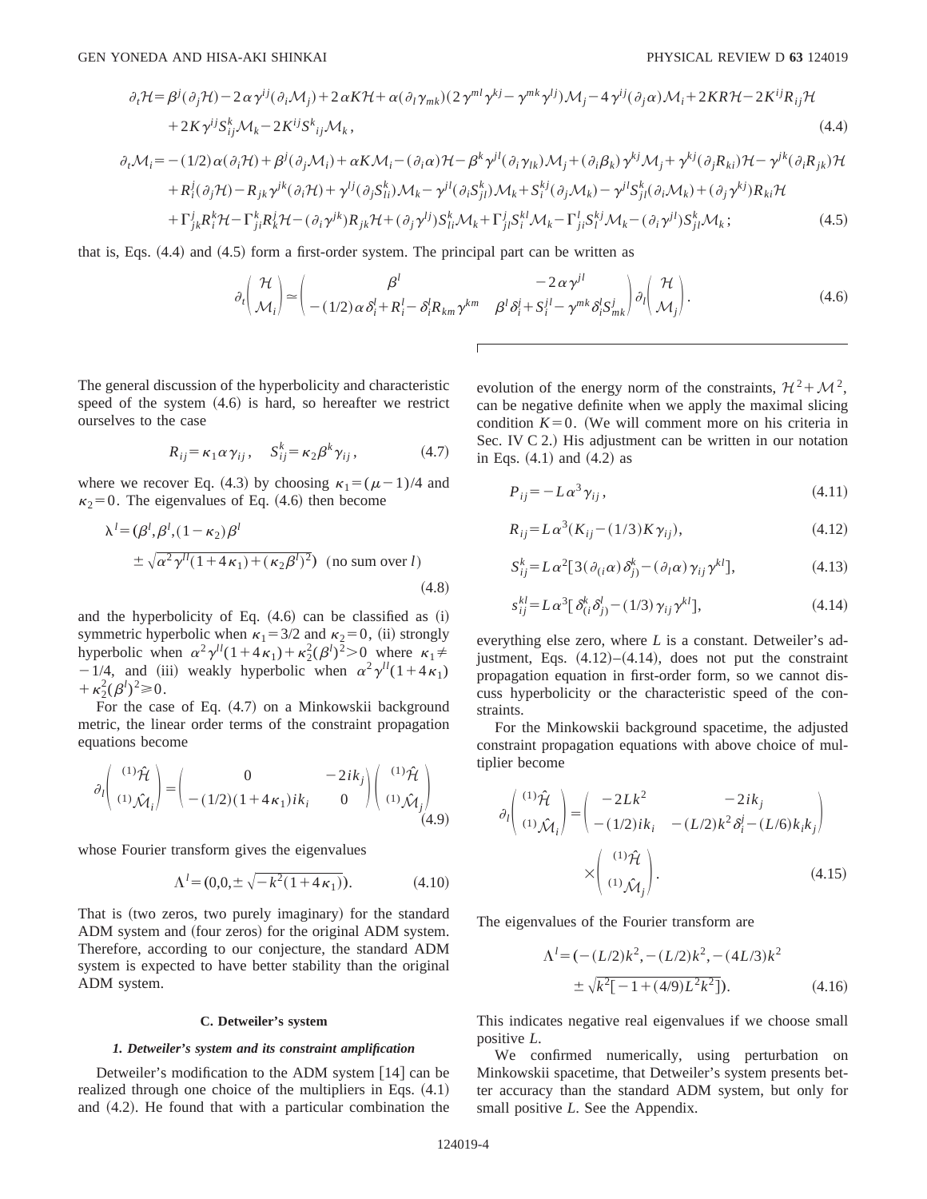$$
\begin{aligned}
\partial_t \mathcal{H} =& \beta^j(\partial_j \mathcal{H}) - 2\alpha\gamma^{ij}(\partial_i \mathcal{M}_j) + 2\alpha K \mathcal{H} + \alpha(\partial_l \gamma_{mk})(2\gamma^{ml}\gamma^{kj} - \gamma^{mk}\gamma^{lj})\mathcal{M}_j - 4\gamma^{ij}(\partial_j \alpha)\mathcal{M}_i + 2KR\mathcal{H} - 2K^{ij}R_{ij}\mathcal{H} \\
&+ 2K\gamma^{ij}S^k_{ij}\mathcal{M}_k - 2K^{ij}S^k{}_{ij}\mathcal{M}_k,
\end{aligned}
\tag{4.4}
$$

$$
\begin{aligned}
\partial_t \mathcal{M}_i =& -(1/2)\alpha(\partial_i \mathcal{H}) + \beta^j(\partial_j \mathcal{M}_i) + \alpha K \mathcal{M}_i - (\partial_i \alpha)\mathcal{H} - \beta^k \gamma^{jl}(\partial_i \gamma_{lk})\mathcal{M}_j + (\partial_i \beta_k)\gamma^{kj}\mathcal{M}_j + \gamma^{kj}(\partial_j R_{ki})\mathcal{H} - \gamma^{jk}(\partial_i R_{jk})\mathcal{H} \\
&+ R^j_i(\partial_j \mathcal{H}) - R_{jk}\gamma^{jk}(\partial_i \mathcal{H}) + \gamma^{lj}(\partial_j S^k_{li})\mathcal{M}_k - \gamma^{jl}(\partial_i S^k_{jl})\mathcal{M}_k + S^{kj}_i(\partial_j \mathcal{M}_k) - \gamma^{jl}S^k_{jl}(\partial_i \mathcal{M}_k) + (\partial_j \gamma^{kj})R_{ki}\mathcal{H} \\
&+ \Gamma^j_{jk}R^k_i\mathcal{H} - \Gamma^k_{ji}R^j_k\mathcal{H} - (\partial_i \gamma^{jk})R_{jk}\mathcal{H} + (\partial_j \gamma^{lj})S^k_{li}\mathcal{M}_k + \Gamma^j_{jl}S^{kl}_i\mathcal{M}_k - \Gamma^l_{ji}S^{kj}_l\mathcal{M}_k - (\partial_i \gamma^{jl})S^k_{jl}\mathcal{M}_k;
\end{aligned}
\tag{4.5}
$$

that is, Eqs. (4.4) and (4.5) form a first-order system. The principal part can be written as

$$
\partial_t \begin{pmatrix} \mathcal{H} \\ \mathcal{M}_i \end{pmatrix} \simeq \begin{pmatrix} \beta^l & -2\alpha\gamma^{jl} \\ -(1/2)\alpha\delta^l_i + R^l_i - \delta^l_i R_{km}\gamma^{km} & \beta^l\delta^j_i + S^{jl}_i - \gamma^{mk}\delta^l_i S^j_{mk} \end{pmatrix} \partial_l \begin{pmatrix} \mathcal{H} \\ \mathcal{M}_j \end{pmatrix}.
\tag{4.6}
$$

The general discussion of the hyperbolicity and characteristic speed of the system (4.6) is hard, so hereafter we restrict ourselves to the case

$$
R_{ij} = \kappa_1 \alpha \gamma_{ij}, \quad S^k_{ij} = \kappa_2 \beta^k \gamma_{ij},
\tag{4.7}
$$

where we recover Eq. (4.3) by choosing $\kappa_1 = (\mu - 1)/4$ and $\kappa_2 = 0$. The eigenvalues of Eq. (4.6) then become

$$
\lambda^l = (\beta^l, \beta^l, (1-\kappa_2)\beta^l \pm \sqrt{\alpha^2\gamma^{ll}(1+4\kappa_1) + (\kappa_2\beta^l)^2}) \quad (\text{no sum over } l)
\tag{4.8}
$$

and the hyperbolicity of Eq. (4.6) can be classified as (i) symmetric hyperbolic when $\kappa_1 = 3/2$ and $\kappa_2 = 0$, (ii) strongly hyperbolic when $\alpha^2\gamma^{ll}(1+4\kappa_1) + \kappa_2^2(\beta^l)^2 > 0$ where $\kappa_1 \neq -1/4$, and (iii) weakly hyperbolic when $\alpha^2\gamma^{ll}(1+4\kappa_1) + \kappa_2^2(\beta^l)^2 \geq 0$.

For the case of Eq. (4.7) on a Minkowskii background metric, the linear order terms of the constraint propagation equations become

$$
\partial_t \begin{pmatrix} {}^{(1)}\hat{\mathcal{H}} \\ {}^{(1)}\hat{\mathcal{M}}_i \end{pmatrix} = \begin{pmatrix} 0 & -2ik_j \\ -(1/2)(1+4\kappa_1)ik_i & 0 \end{pmatrix} \begin{pmatrix} {}^{(1)}\hat{\mathcal{H}} \\ {}^{(1)}\hat{\mathcal{M}}_j \end{pmatrix}
\tag{4.9}
$$

whose Fourier transform gives the eigenvalues

$$
\Lambda^l = (0, 0, \pm\sqrt{-k^2(1+4\kappa_1)}).
\tag{4.10}
$$

That is (two zeros, two purely imaginary) for the standard ADM system and (four zeros) for the original ADM system. Therefore, according to our conjecture, the standard ADM system is expected to have better stability than the original ADM system.

### C. Detweiler's system

#### *1. Detweiler's system and its constraint amplification*

Detweiler's modification to the ADM system [14] can be realized through one choice of the multipliers in Eqs. (4.1) and (4.2). He found that with a particular combination the evolution of the energy norm of the constraints, $\mathcal{H}^2 + \mathcal{M}^2$, can be negative definite when we apply the maximal slicing condition $K = 0$. (We will comment more on his criteria in Sec. IV C 2.) His adjustment can be written in our notation in Eqs. (4.1) and (4.2) as

$$
P_{ij} = -L\alpha^3\gamma_{ij},
\tag{4.11}
$$

$$
R_{ij} = L\alpha^3(K_{ij} - (1/3)K\gamma_{ij}),
\tag{4.12}
$$

$$
S^k_{ij} = L\alpha^2[3(\partial_{(i}\alpha)\delta^k_{j)} - (\partial_l \alpha)\gamma_{ij}\gamma^{kl}],
\tag{4.13}
$$

$$
s^{kl}_{ij} = L\alpha^3[\delta^k_{(i}\delta^l_{j)} - (1/3)\gamma_{ij}\gamma^{kl}],
\tag{4.14}
$$

everything else zero, where $L$ is a constant. Detweiler's adjustment, Eqs. (4.12)–(4.14), does not put the constraint propagation equation in first-order form, so we cannot discuss hyperbolicity or the characteristic speed of the constraints.

For the Minkowskii background spacetime, the adjusted constraint propagation equations with above choice of multiplier become

$$
\partial_t \begin{pmatrix} {}^{(1)}\hat{\mathcal{H}} \\ {}^{(1)}\hat{\mathcal{M}}_i \end{pmatrix} = \begin{pmatrix} -2Lk^2 & -2ik_j \\ -(1/2)ik_i & -(L/2)k^2\delta^j_i - (L/6)k_ik_j \end{pmatrix} \times \begin{pmatrix} {}^{(1)}\hat{\mathcal{H}} \\ {}^{(1)}\hat{\mathcal{M}}_j \end{pmatrix}.
\tag{4.15}
$$

The eigenvalues of the Fourier transform are

$$
\Lambda^l = (-(L/2)k^2, -(L/2)k^2, -(4L/3)k^2 \pm \sqrt{k^2[-1+(4/9)L^2k^2]}).
\tag{4.16}
$$

This indicates negative real eigenvalues if we choose small positive $L$.

We confirmed numerically, using perturbation on Minkowskii spacetime, that Detweiler's system presents better accuracy than the standard ADM system, but only for small positive $L$. See the Appendix.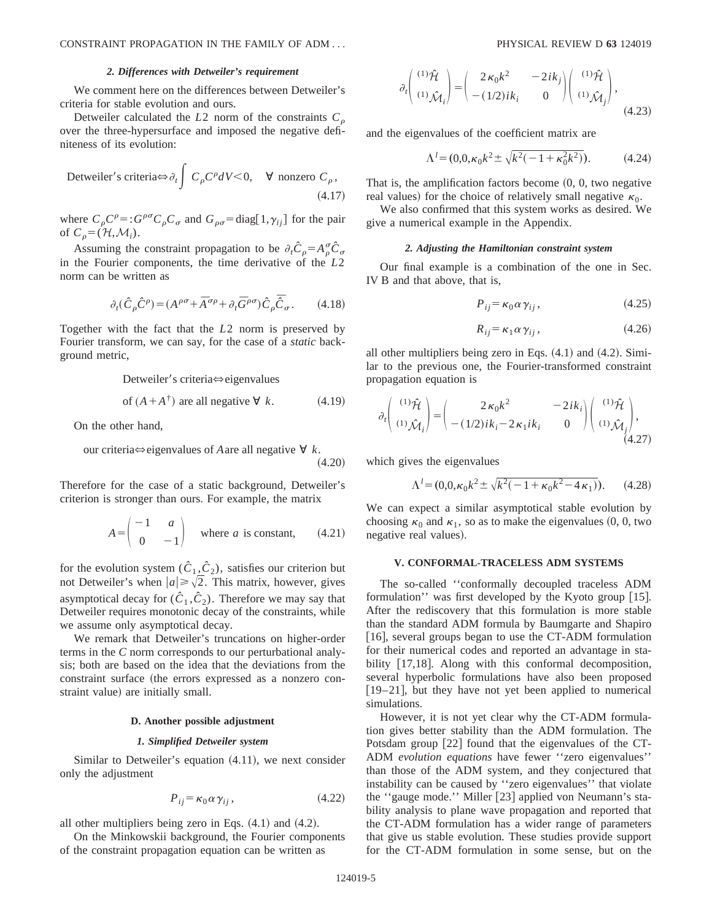#### 2. Differences with Detweiler's requirement

We comment here on the differences between Detweiler's criteria for stable evolution and ours.

Detweiler calculated the $L2$ norm of the constraints $C_\rho$ over the three-hypersurface and imposed the negative definiteness of its evolution:

$$\text{Detweiler's criteria} \Leftrightarrow \partial_t \int C_\rho C^\rho dV < 0, \quad \forall \text{ nonzero } C_\rho, \tag{4.17}$$

where $C_\rho C^\rho =: G^{\rho\sigma} C_\rho C_\sigma$ and $G_{\rho\sigma} = \text{diag}[1, \gamma_{ij}]$ for the pair of $C_\rho = (\mathcal{H}, \mathcal{M}_i)$.

Assuming the constraint propagation to be $\partial_t \hat{C}_\rho = A_\rho^\sigma \hat{C}_\sigma$ in the Fourier components, the time derivative of the $L2$ norm can be written as

$$\partial_t (\hat{C}_\rho \hat{C}^\rho) = (A^{\rho\sigma} + \bar{A}^{\sigma\rho} + \partial_t \bar{G}^{\rho\sigma}) \hat{C}_\rho \bar{\hat{C}}_\sigma. \tag{4.18}$$

Together with the fact that the $L2$ norm is preserved by Fourier transform, we can say, for the case of a *static* background metric,

$$\text{Detweiler's criteria} \Leftrightarrow \text{eigenvalues of } (A + A^\dagger) \text{ are all negative } \forall\ k. \tag{4.19}$$

On the other hand,

$$\text{our criteria} \Leftrightarrow \text{eigenvalues of } A \text{ are all negative } \forall\ k. \tag{4.20}$$

Therefore for the case of a static background, Detweiler's criterion is stronger than ours. For example, the matrix

$$A = \begin{pmatrix} -1 & a \\ 0 & -1 \end{pmatrix} \quad \text{where } a \text{ is constant}, \tag{4.21}$$

for the evolution system $(\hat{C}_1, \hat{C}_2)$, satisfies our criterion but not Detweiler's when $|a| \geq \sqrt{2}$. This matrix, however, gives asymptotical decay for $(\hat{C}_1, \hat{C}_2)$. Therefore we may say that Detweiler requires monotonic decay of the constraints, while we assume only asymptotical decay.

We remark that Detweiler's truncations on higher-order terms in the $C$ norm corresponds to our perturbational analysis; both are based on the idea that the deviations from the constraint surface (the errors expressed as a nonzero constraint value) are initially small.

### D. Another possible adjustment

#### 1. Simplified Detweiler system

Similar to Detweiler's equation (4.11), we next consider only the adjustment

$$P_{ij} = \kappa_0 \alpha \gamma_{ij}, \tag{4.22}$$

all other multipliers being zero in Eqs. (4.1) and (4.2).

On the Minkowskii background, the Fourier components of the constraint propagation equation can be written as

$$\partial_t \begin{pmatrix} {}^{(1)}\hat{\mathcal{H}} \\ {}^{(1)}\hat{\mathcal{M}}_i \end{pmatrix} = \begin{pmatrix} 2\kappa_0 k^2 & -2ik_j \\ -(1/2)ik_i & 0 \end{pmatrix} \begin{pmatrix} {}^{(1)}\hat{\mathcal{H}} \\ {}^{(1)}\hat{\mathcal{M}}_j \end{pmatrix}, \tag{4.23}$$

and the eigenvalues of the coefficient matrix are

$$\Lambda^l = (0, 0, \kappa_0 k^2 \pm \sqrt{k^2(-1 + \kappa_0^2 k^2)}). \tag{4.24}$$

That is, the amplification factors become (0, 0, two negative real values) for the choice of relatively small negative $\kappa_0$.

We also confirmed that this system works as desired. We give a numerical example in the Appendix.

#### 2. Adjusting the Hamiltonian constraint system

Our final example is a combination of the one in Sec. IV B and that above, that is,

$$P_{ij} = \kappa_0 \alpha \gamma_{ij}, \tag{4.25}$$

$$R_{ij} = \kappa_1 \alpha \gamma_{ij}, \tag{4.26}$$

all other multipliers being zero in Eqs. (4.1) and (4.2). Similar to the previous one, the Fourier-transformed constraint propagation equation is

$$\partial_t \begin{pmatrix} {}^{(1)}\hat{\mathcal{H}} \\ {}^{(1)}\hat{\mathcal{M}}_i \end{pmatrix} = \begin{pmatrix} 2\kappa_0 k^2 & -2ik_j \\ -(1/2)ik_i - 2\kappa_1 ik_i & 0 \end{pmatrix} \begin{pmatrix} {}^{(1)}\hat{\mathcal{H}} \\ {}^{(1)}\hat{\mathcal{M}}_j \end{pmatrix}, \tag{4.27}$$

which gives the eigenvalues

$$\Lambda^l = (0, 0, \kappa_0 k^2 \pm \sqrt{k^2(-1 + \kappa_0 k^2 - 4\kappa_1)}). \tag{4.28}$$

We can expect a similar asymptotical stable evolution by choosing $\kappa_0$ and $\kappa_1$, so as to make the eigenvalues (0, 0, two negative real values).

## V. CONFORMAL-TRACELESS ADM SYSTEMS

The so-called ''conformally decoupled traceless ADM formulation'' was first developed by the Kyoto group [15]. After the rediscovery that this formulation is more stable than the standard ADM formula by Baumgarte and Shapiro [16], several groups began to use the CT-ADM formulation for their numerical codes and reported an advantage in stability [17,18]. Along with this conformal decomposition, several hyperbolic formulations have also been proposed [19–21], but they have not yet been applied to numerical simulations.

However, it is not yet clear why the CT-ADM formulation gives better stability than the ADM formulation. The Potsdam group [22] found that the eigenvalues of the CT-ADM *evolution equations* have fewer ''zero eigenvalues'' than those of the ADM system, and they conjectured that instability can be caused by ''zero eigenvalues'' that violate the ''gauge mode.'' Miller [23] applied von Neumann's stability analysis to plane wave propagation and reported that the CT-ADM formulation has a wider range of parameters that give us stable evolution. These studies provide support for the CT-ADM formulation in some sense, but on the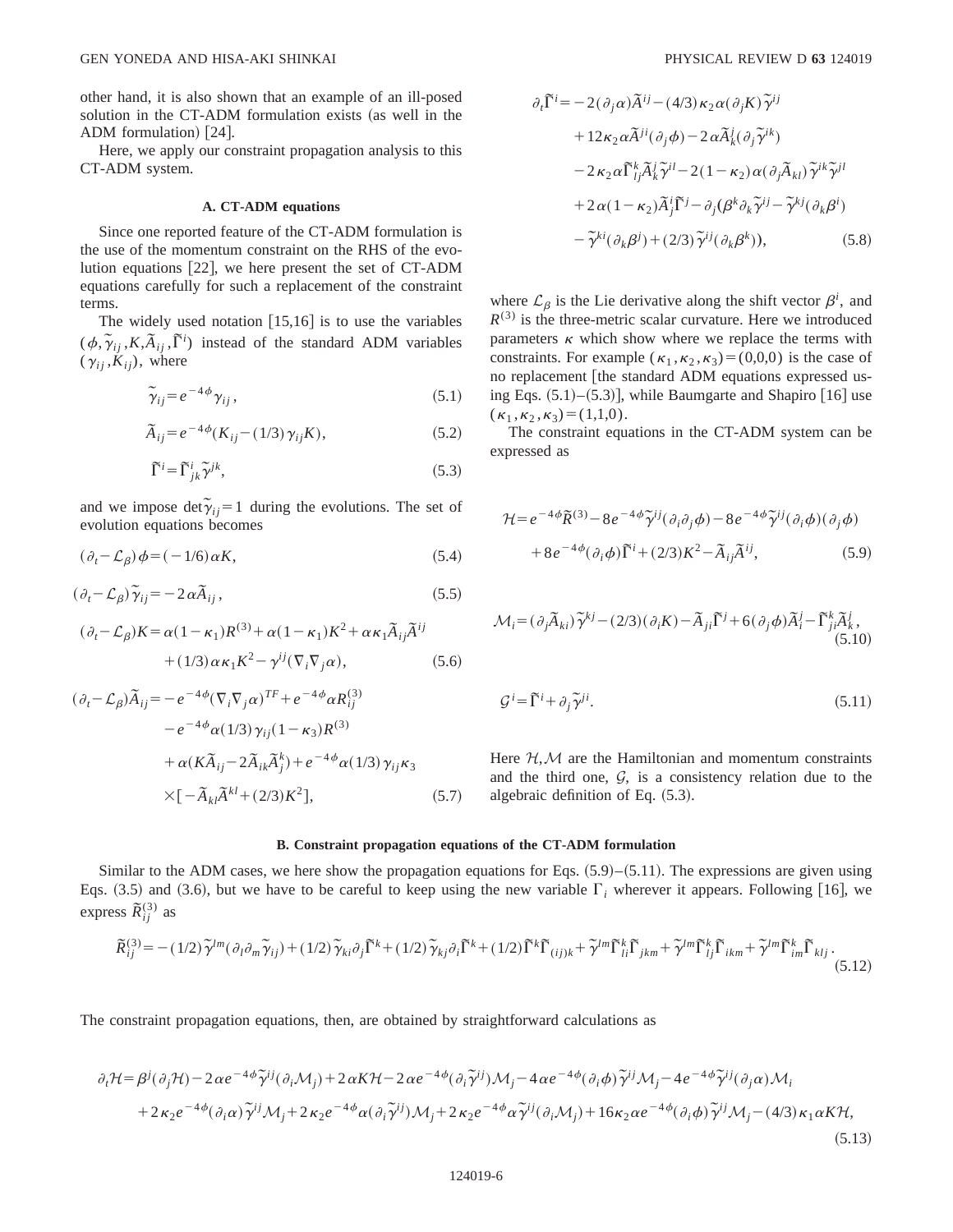other hand, it is also shown that an example of an ill-posed solution in the CT-ADM formulation exists (as well in the ADM formulation) [24].

Here, we apply our constraint propagation analysis to this CT-ADM system.

### A. CT-ADM equations

Since one reported feature of the CT-ADM formulation is the use of the momentum constraint on the RHS of the evolution equations [22], we here present the set of CT-ADM equations carefully for such a replacement of the constraint terms.

The widely used notation [15,16] is to use the variables $(\phi, \tilde{\gamma}_{ij}, K, \tilde{A}_{ij}, \tilde{\Gamma}^i)$ instead of the standard ADM variables $(\gamma_{ij}, K_{ij})$, where

$$\tilde{\gamma}_{ij} = e^{-4\phi}\gamma_{ij}, \tag{5.1}$$

$$\tilde{A}_{ij} = e^{-4\phi}(K_{ij} - (1/3)\gamma_{ij}K), \tag{5.2}$$

$$\tilde{\Gamma}^i = \tilde{\Gamma}^i_{jk}\tilde{\gamma}^{jk}, \tag{5.3}$$

and we impose $\det\tilde{\gamma}_{ij} = 1$ during the evolutions. The set of evolution equations becomes

$$(\partial_t - \mathcal{L}_\beta)\phi = (-1/6)\alpha K, \tag{5.4}$$

$$(\partial_t - \mathcal{L}_\beta)\tilde{\gamma}_{ij} = -2\alpha\tilde{A}_{ij}, \tag{5.5}$$

$$(\partial_t - \mathcal{L}_\beta)K = \alpha(1-\kappa_1)R^{(3)} + \alpha(1-\kappa_1)K^2 + \alpha\kappa_1\tilde{A}_{ij}\tilde{A}^{ij} + (1/3)\alpha\kappa_1 K^2 - \gamma^{ij}(\nabla_i\nabla_j\alpha), \tag{5.6}$$

$$\begin{aligned}(\partial_t - \mathcal{L}_\beta)\tilde{A}_{ij} = & -e^{-4\phi}(\nabla_i\nabla_j\alpha)^{TF} + e^{-4\phi}\alpha R^{(3)}_{ij} \\ & - e^{-4\phi}\alpha(1/3)\gamma_{ij}(1-\kappa_3)R^{(3)} \\ & + \alpha(K\tilde{A}_{ij} - 2\tilde{A}_{ik}\tilde{A}^k_j) + e^{-4\phi}\alpha(1/3)\gamma_{ij}\kappa_3 \\ & \times[-\tilde{A}_{kl}\tilde{A}^{kl} + (2/3)K^2],\end{aligned} \tag{5.7}$$

$$\begin{aligned}\partial_t\tilde{\Gamma}^i = & -2(\partial_j\alpha)\tilde{A}^{ij} - (4/3)\kappa_2\alpha(\partial_j K)\tilde{\gamma}^{ij} \\ & + 12\kappa_2\alpha\tilde{A}^{ji}(\partial_j\phi) - 2\alpha\tilde{A}^j_k(\partial_j\tilde{\gamma}^{ik}) \\ & - 2\kappa_2\alpha\tilde{\Gamma}^k_{lj}\tilde{A}^j_k\tilde{\gamma}^{il} - 2(1-\kappa_2)\alpha(\partial_j\tilde{A}_{kl})\tilde{\gamma}^{ik}\tilde{\gamma}^{jl} \\ & + 2\alpha(1-\kappa_2)\tilde{A}^i_j\tilde{\Gamma}^j - \partial_j(\beta^k\partial_k\tilde{\gamma}^{ij} - \tilde{\gamma}^{kj}(\partial_k\beta^i) \\ & - \tilde{\gamma}^{ki}(\partial_k\beta^j) + (2/3)\tilde{\gamma}^{ij}(\partial_k\beta^k)),\end{aligned} \tag{5.8}$$

where $\mathcal{L}_\beta$ is the Lie derivative along the shift vector $\beta^i$, and $R^{(3)}$ is the three-metric scalar curvature. Here we introduced parameters $\kappa$ which show where we replace the terms with constraints. For example $(\kappa_1, \kappa_2, \kappa_3) = (0,0,0)$ is the case of no replacement [the standard ADM equations expressed using Eqs. (5.1)–(5.3)], while Baumgarte and Shapiro [16] use $(\kappa_1, \kappa_2, \kappa_3) = (1,1,0)$.

The constraint equations in the CT-ADM system can be expressed as

$$\begin{aligned}\mathcal{H} = & e^{-4\phi}\tilde{R}^{(3)} - 8e^{-4\phi}\tilde{\gamma}^{ij}(\partial_i\partial_j\phi) - 8e^{-4\phi}\tilde{\gamma}^{ij}(\partial_i\phi)(\partial_j\phi) \\ & + 8e^{-4\phi}(\partial_i\phi)\tilde{\Gamma}^i + (2/3)K^2 - \tilde{A}_{ij}\tilde{A}^{ij},\end{aligned} \tag{5.9}$$

$$\mathcal{M}_i = (\partial_j\tilde{A}_{ki})\tilde{\gamma}^{kj} - (2/3)(\partial_i K) - \tilde{A}_{ji}\tilde{\Gamma}^j + 6(\partial_j\phi)\tilde{A}^j_i - \tilde{\Gamma}^k_{ji}\tilde{A}^j_k, \tag{5.10}$$

$$\mathcal{G}^i = \tilde{\Gamma}^i + \partial_j\tilde{\gamma}^{ji}. \tag{5.11}$$

Here $\mathcal{H}, \mathcal{M}$ are the Hamiltonian and momentum constraints and the third one, $\mathcal{G}$, is a consistency relation due to the algebraic definition of Eq. (5.3).

### B. Constraint propagation equations of the CT-ADM formulation

Similar to the ADM cases, we here show the propagation equations for Eqs. (5.9)–(5.11). The expressions are given using Eqs. (3.5) and (3.6), but we have to be careful to keep using the new variable $\Gamma_i$ wherever it appears. Following [16], we express $\tilde{R}^{(3)}_{ij}$ as

$$\tilde{R}^{(3)}_{ij} = -(1/2)\tilde{\gamma}^{lm}(\partial_l\partial_m\tilde{\gamma}_{ij}) + (1/2)\tilde{\gamma}_{ki}\partial_j\tilde{\Gamma}^k + (1/2)\tilde{\gamma}_{kj}\partial_i\tilde{\Gamma}^k + (1/2)\tilde{\Gamma}^k\tilde{\Gamma}_{(ij)k} + \tilde{\gamma}^{lm}\tilde{\Gamma}^k_{li}\tilde{\Gamma}_{jkm} + \tilde{\gamma}^{lm}\tilde{\Gamma}^k_{lj}\tilde{\Gamma}_{ikm} + \tilde{\gamma}^{lm}\tilde{\Gamma}^k_{im}\tilde{\Gamma}_{klj}. \tag{5.12}$$

The constraint propagation equations, then, are obtained by straightforward calculations as

$$\begin{aligned}\partial_t\mathcal{H} = & \beta^j(\partial_j\mathcal{H}) - 2\alpha e^{-4\phi}\tilde{\gamma}^{ij}(\partial_i\mathcal{M}_j) + 2\alpha K\mathcal{H} - 2\alpha e^{-4\phi}(\partial_i\tilde{\gamma}^{ij})\mathcal{M}_j - 4\alpha e^{-4\phi}(\partial_i\phi)\tilde{\gamma}^{ij}\mathcal{M}_j - 4e^{-4\phi}\tilde{\gamma}^{ij}(\partial_j\alpha)\mathcal{M}_i \\ & + 2\kappa_2 e^{-4\phi}(\partial_i\alpha)\tilde{\gamma}^{ij}\mathcal{M}_j + 2\kappa_2 e^{-4\phi}\alpha(\partial_i\tilde{\gamma}^{ij})\mathcal{M}_j + 2\kappa_2 e^{-4\phi}\alpha\tilde{\gamma}^{ij}(\partial_i\mathcal{M}_j) + 16\kappa_2\alpha e^{-4\phi}(\partial_i\phi)\tilde{\gamma}^{ij}\mathcal{M}_j - (4/3)\kappa_1\alpha K\mathcal{H},\end{aligned} \tag{5.13}$$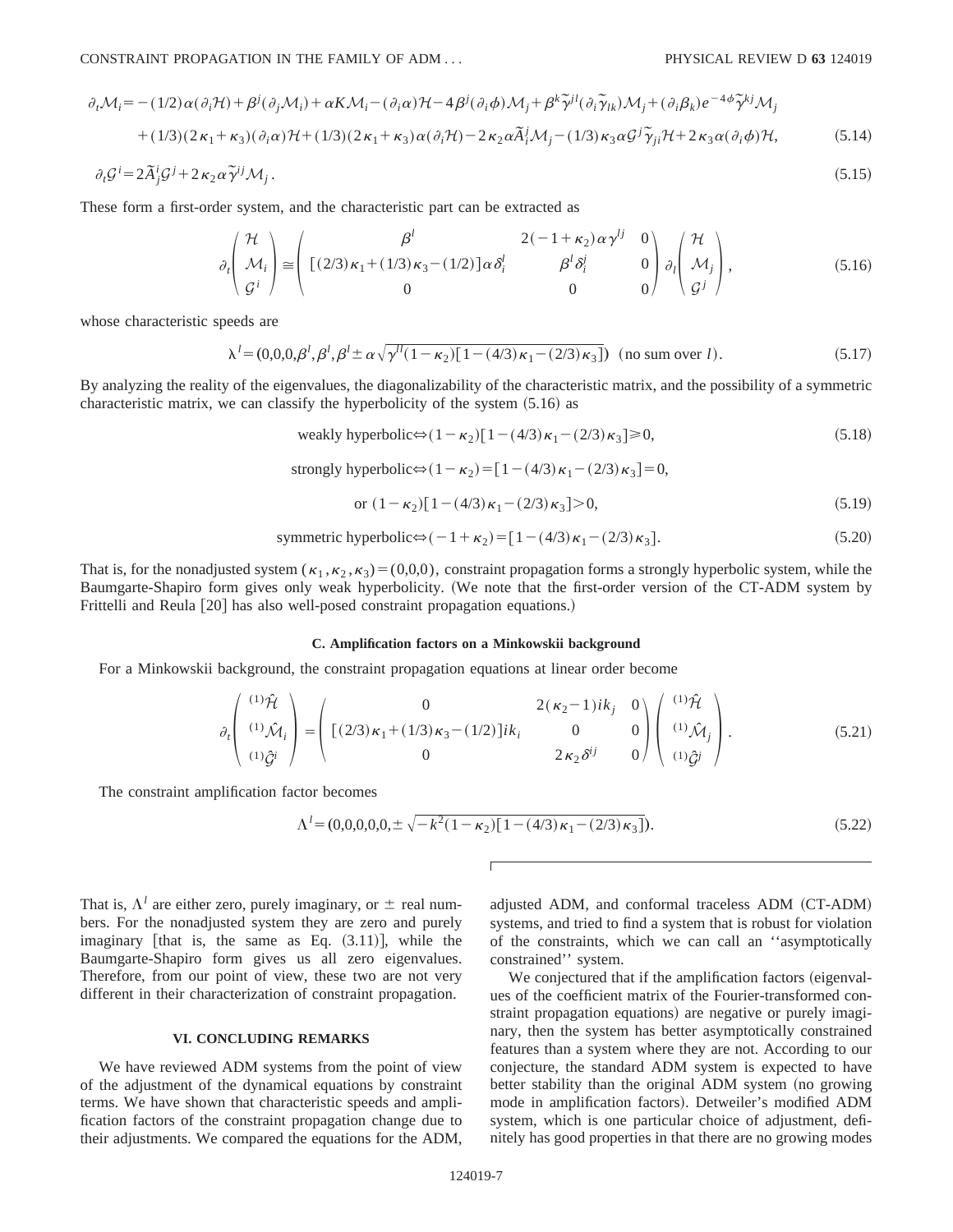$$
\begin{aligned}
\partial_t \mathcal{M}_i = & -(1/2)\alpha(\partial_i \mathcal{H}) + \beta^j(\partial_j \mathcal{M}_i) + \alpha K \mathcal{M}_i - (\partial_i \alpha)\mathcal{H} - 4\beta^j(\partial_i \phi)\mathcal{M}_j + \beta^k \tilde{\gamma}^{jl}(\partial_i \tilde{\gamma}_{lk})\mathcal{M}_j + (\partial_i \beta_k) e^{-4\phi}\tilde{\gamma}^{kj}\mathcal{M}_j \\
& + (1/3)(2\kappa_1 + \kappa_3)(\partial_i \alpha)\mathcal{H} + (1/3)(2\kappa_1 + \kappa_3)\alpha(\partial_i \mathcal{H}) - 2\kappa_2 \alpha \tilde{A}_i^j \mathcal{M}_j - (1/3)\kappa_3 \alpha \mathcal{G}^j \tilde{\gamma}_{ji}\mathcal{H} + 2\kappa_3 \alpha(\partial_i \phi)\mathcal{H},
\end{aligned}
\tag{5.14}
$$

$$
\partial_t \mathcal{G}^i = 2\tilde{A}_j^i \mathcal{G}^j + 2\kappa_2 \alpha \tilde{\gamma}^{ij}\mathcal{M}_j . \tag{5.15}
$$

These form a first-order system, and the characteristic part can be extracted as

$$
\partial_t \begin{pmatrix} \mathcal{H} \\ \mathcal{M}_i \\ \mathcal{G}^i \end{pmatrix} \cong \begin{pmatrix} \beta^l & 2(-1+\kappa_2)\alpha\gamma^{lj} & 0 \\ [(2/3)\kappa_1 + (1/3)\kappa_3 - (1/2)]\alpha\delta_i^l & \beta^l \delta_i^j & 0 \\ 0 & 0 & 0 \end{pmatrix} \partial_l \begin{pmatrix} \mathcal{H} \\ \mathcal{M}_j \\ \mathcal{G}^j \end{pmatrix}, \tag{5.16}
$$

whose characteristic speeds are

$$
\lambda^l = \left(0,0,0,\beta^l,\beta^l,\beta^l \pm \alpha\sqrt{\gamma^{ll}(1-\kappa_2)[1-(4/3)\kappa_1 - (2/3)\kappa_3]}\right) \quad (\text{no sum over } l). \tag{5.17}
$$

By analyzing the reality of the eigenvalues, the diagonalizability of the characteristic matrix, and the possibility of a symmetric characteristic matrix, we can classify the hyperbolicity of the system (5.16) as

$$
\text{weakly hyperbolic} \Leftrightarrow (1-\kappa_2)[1-(4/3)\kappa_1 - (2/3)\kappa_3] \geq 0, \tag{5.18}
$$

$$
\begin{aligned}
\text{strongly hyperbolic} \Leftrightarrow & (1-\kappa_2) = [1-(4/3)\kappa_1 - (2/3)\kappa_3] = 0, \\
& \text{or } (1-\kappa_2)[1-(4/3)\kappa_1 - (2/3)\kappa_3] > 0,
\end{aligned}
\tag{5.19}
$$

$$
\text{symmetric hyperbolic} \Leftrightarrow (-1+\kappa_2) = [1-(4/3)\kappa_1 - (2/3)\kappa_3]. \tag{5.20}
$$

That is, for the nonadjusted system $(\kappa_1,\kappa_2,\kappa_3)=(0,0,0)$, constraint propagation forms a strongly hyperbolic system, while the Baumgarte-Shapiro form gives only weak hyperbolicity. (We note that the first-order version of the CT-ADM system by Frittelli and Reula [20] has also well-posed constraint propagation equations.)

### C. Amplification factors on a Minkowskii background

For a Minkowskii background, the constraint propagation equations at linear order become

$$
\partial_t \begin{pmatrix} {}^{(1)}\hat{\mathcal{H}} \\ {}^{(1)}\hat{\mathcal{M}}_i \\ {}^{(1)}\hat{\mathcal{G}}^i \end{pmatrix} = \begin{pmatrix} 0 & 2(\kappa_2 - 1)ik_j & 0 \\ [(2/3)\kappa_1 + (1/3)\kappa_3 - (1/2)]ik_i & 0 & 0 \\ 0 & 2\kappa_2 \delta^{ij} & 0 \end{pmatrix} \begin{pmatrix} {}^{(1)}\hat{\mathcal{H}} \\ {}^{(1)}\hat{\mathcal{M}}_j \\ {}^{(1)}\hat{\mathcal{G}}^j \end{pmatrix}. \tag{5.21}
$$

The constraint amplification factor becomes

$$
\Lambda^l = \left(0,0,0,0,0,\pm\sqrt{-k^2(1-\kappa_2)[1-(4/3)\kappa_1 - (2/3)\kappa_3]}\right). \tag{5.22}
$$

That is, $\Lambda^l$ are either zero, purely imaginary, or $\pm$ real numbers. For the nonadjusted system they are zero and purely imaginary [that is, the same as Eq. (3.11)], while the Baumgarte-Shapiro form gives us all zero eigenvalues. Therefore, from our point of view, these two are not very different in their characterization of constraint propagation.

## VI. CONCLUDING REMARKS

We have reviewed ADM systems from the point of view of the adjustment of the dynamical equations by constraint terms. We have shown that characteristic speeds and amplification factors of the constraint propagation change due to their adjustments. We compared the equations for the ADM, adjusted ADM, and conformal traceless ADM (CT-ADM) systems, and tried to find a system that is robust for violation of the constraints, which we can call an ''asymptotically constrained'' system.

We conjectured that if the amplification factors (eigenvalues of the coefficient matrix of the Fourier-transformed constraint propagation equations) are negative or purely imaginary, then the system has better asymptotically constrained features than a system where they are not. According to our conjecture, the standard ADM system is expected to have better stability than the original ADM system (no growing mode in amplification factors). Detweiler's modified ADM system, which is one particular choice of adjustment, definitely has good properties in that there are no growing modes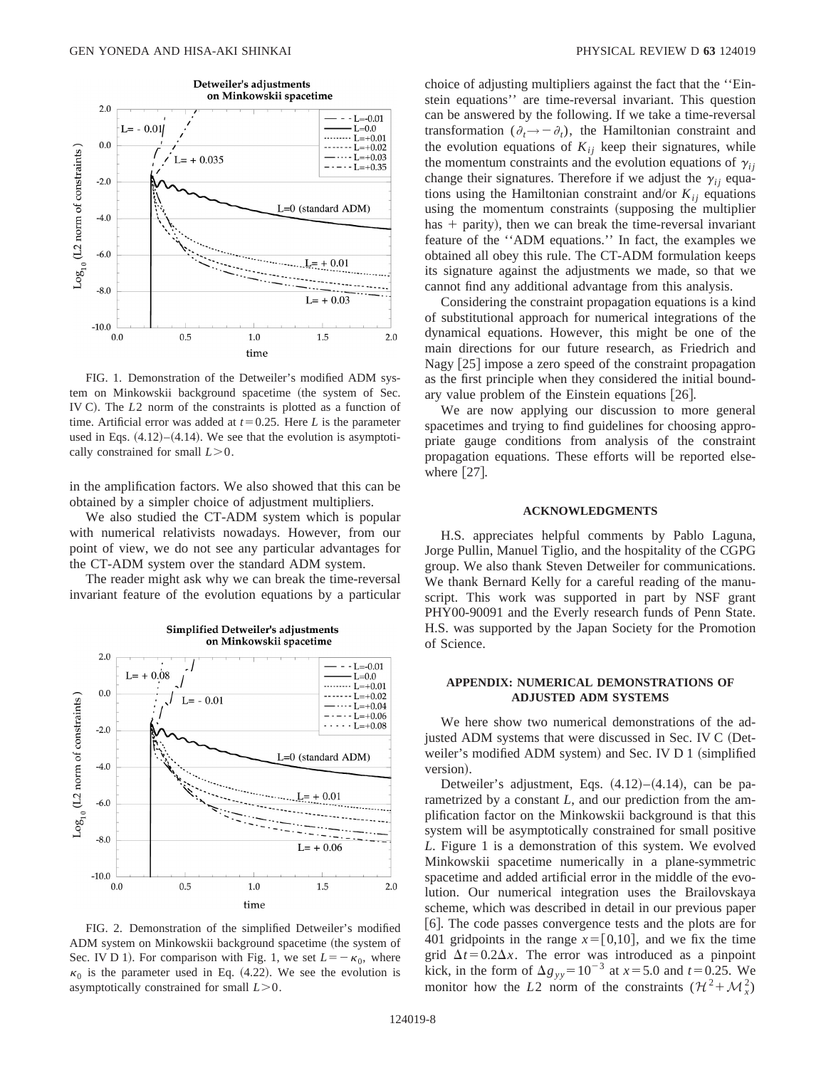FIG. 1. Demonstration of the Detweiler's modified ADM system on Minkowskii background spacetime (the system of Sec. IV C). The $L2$ norm of the constraints is plotted as a function of time. Artificial error was added at $t=0.25$. Here $L$ is the parameter used in Eqs. (4.12)–(4.14). We see that the evolution is asymptotically constrained for small $L>0$.

in the amplification factors. We also showed that this can be obtained by a simpler choice of adjustment multipliers.

We also studied the CT-ADM system which is popular with numerical relativists nowadays. However, from our point of view, we do not see any particular advantages for the CT-ADM system over the standard ADM system.

The reader might ask why we can break the time-reversal invariant feature of the evolution equations by a particular choice of adjusting multipliers against the fact that the ''Einstein equations'' are time-reversal invariant. This question can be answered by the following. If we take a time-reversal transformation ($\partial_t \to -\partial_t$), the Hamiltonian constraint and the evolution equations of $K_{ij}$ keep their signatures, while the momentum constraints and the evolution equations of $\gamma_{ij}$ change their signatures. Therefore if we adjust the $\gamma_{ij}$ equations using the Hamiltonian constraint and/or $K_{ij}$ equations using the momentum constraints (supposing the multiplier has + parity), then we can break the time-reversal invariant feature of the ''ADM equations.'' In fact, the examples we obtained all obey this rule. The CT-ADM formulation keeps its signature against the adjustments we made, so that we cannot find any additional advantage from this analysis.

Considering the constraint propagation equations is a kind of substitutional approach for numerical integrations of the dynamical equations. However, this might be one of the main directions for our future research, as Friedrich and Nagy [25] impose a zero speed of the constraint propagation as the first principle when they considered the initial boundary value problem of the Einstein equations [26].

We are now applying our discussion to more general spacetimes and trying to find guidelines for choosing appropriate gauge conditions from analysis of the constraint propagation equations. These efforts will be reported elsewhere [27].

FIG. 2. Demonstration of the simplified Detweiler's modified ADM system on Minkowskii background spacetime (the system of Sec. IV D 1). For comparison with Fig. 1, we set $L=-\kappa_0$, where $\kappa_0$ is the parameter used in Eq. (4.22). We see the evolution is asymptotically constrained for small $L>0$.

## ACKNOWLEDGMENTS

H.S. appreciates helpful comments by Pablo Laguna, Jorge Pullin, Manuel Tiglio, and the hospitality of the CGPG group. We also thank Steven Detweiler for communications. We thank Bernard Kelly for a careful reading of the manuscript. This work was supported in part by NSF grant PHY00-90091 and the Everly research funds of Penn State. H.S. was supported by the Japan Society for the Promotion of Science.

## APPENDIX: NUMERICAL DEMONSTRATIONS OF ADJUSTED ADM SYSTEMS

We here show two numerical demonstrations of the adjusted ADM systems that were discussed in Sec. IV C (Detweiler's modified ADM system) and Sec. IV D 1 (simplified version).

Detweiler's adjustment, Eqs. (4.12)–(4.14), can be parametrized by a constant $L$, and our prediction from the amplification factor on the Minkowskii background is that this system will be asymptotically constrained for small positive $L$. Figure 1 is a demonstration of this system. We evolved Minkowskii spacetime numerically in a plane-symmetric spacetime and added artificial error in the middle of the evolution. Our numerical integration uses the Brailovskaya scheme, which was described in detail in our previous paper [6]. The code passes convergence tests and the plots are for 401 gridpoints in the range $x=[0,10]$, and we fix the time grid $\Delta t = 0.2\Delta x$. The error was introduced as a pinpoint kick, in the form of $\Delta g_{yy}=10^{-3}$ at $x=5.0$ and $t=0.25$. We monitor how the $L2$ norm of the constraints $(\mathcal{H}^2+\mathcal{M}_x^2)$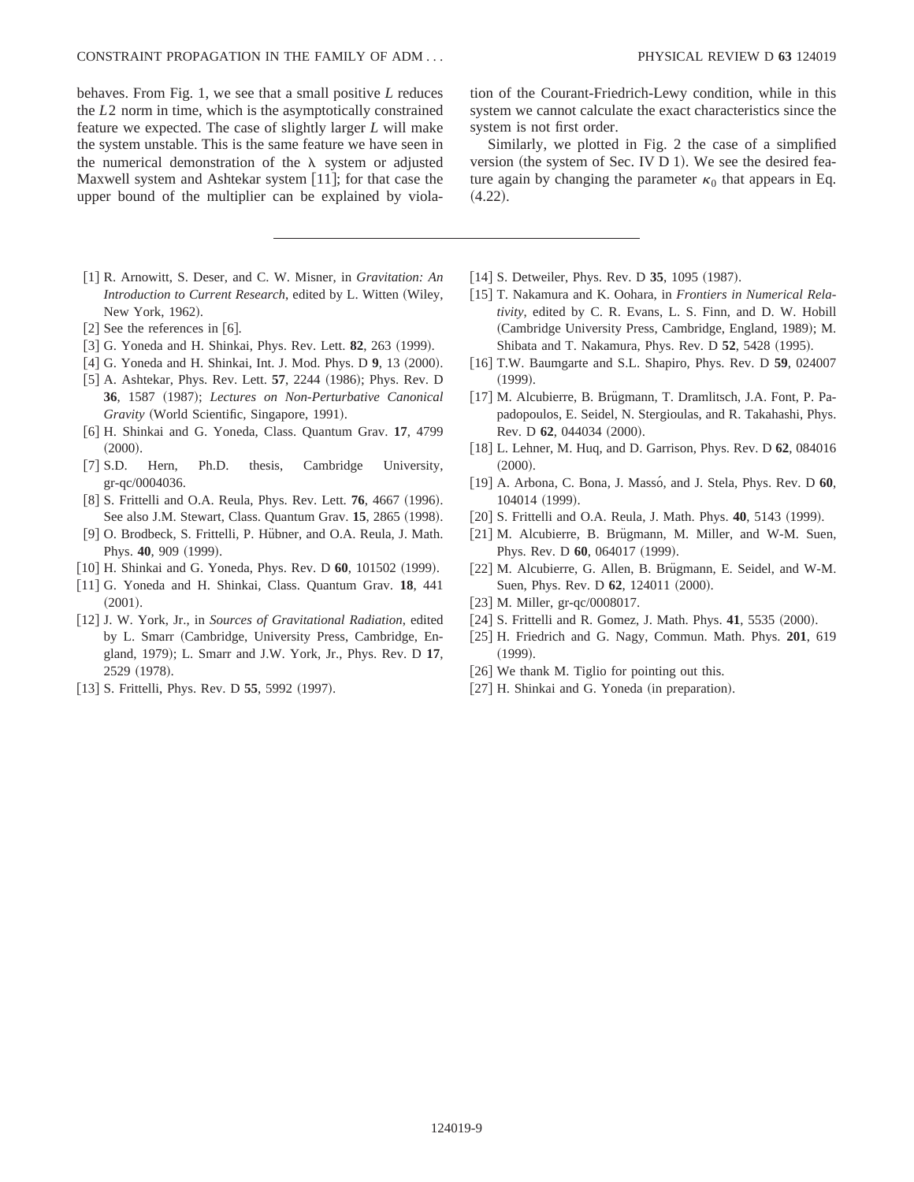behaves. From Fig. 1, we see that a small positive $L$ reduces the $L2$ norm in time, which is the asymptotically constrained feature we expected. The case of slightly larger $L$ will make the system unstable. This is the same feature we have seen in the numerical demonstration of the $\lambda$ system or adjusted Maxwell system and Ashtekar system [11]; for that case the upper bound of the multiplier can be explained by violation of the Courant-Friedrich-Lewy condition, while in this system we cannot calculate the exact characteristics since the system is not first order.

Similarly, we plotted in Fig. 2 the case of a simplified version (the system of Sec. IV D 1). We see the desired feature again by changing the parameter $\kappa_0$ that appears in Eq. (4.22).

---

[1] R. Arnowitt, S. Deser, and C. W. Misner, in *Gravitation: An Introduction to Current Research*, edited by L. Witten (Wiley, New York, 1962).
[2] See the references in [6].
[3] G. Yoneda and H. Shinkai, Phys. Rev. Lett. **82**, 263 (1999).
[4] G. Yoneda and H. Shinkai, Int. J. Mod. Phys. D **9**, 13 (2000).
[5] A. Ashtekar, Phys. Rev. Lett. **57**, 2244 (1986); Phys. Rev. D **36**, 1587 (1987); *Lectures on Non-Perturbative Canonical Gravity* (World Scientific, Singapore, 1991).
[6] H. Shinkai and G. Yoneda, Class. Quantum Grav. **17**, 4799 (2000).
[7] S.D. Hern, Ph.D. thesis, Cambridge University, gr-qc/0004036.
[8] S. Frittelli and O.A. Reula, Phys. Rev. Lett. **76**, 4667 (1996). See also J.M. Stewart, Class. Quantum Grav. **15**, 2865 (1998).
[9] O. Brodbeck, S. Frittelli, P. Hübner, and O.A. Reula, J. Math. Phys. **40**, 909 (1999).
[10] H. Shinkai and G. Yoneda, Phys. Rev. D **60**, 101502 (1999).
[11] G. Yoneda and H. Shinkai, Class. Quantum Grav. **18**, 441 (2001).
[12] J. W. York, Jr., in *Sources of Gravitational Radiation*, edited by L. Smarr (Cambridge, University Press, Cambridge, England, 1979); L. Smarr and J.W. York, Jr., Phys. Rev. D **17**, 2529 (1978).
[13] S. Frittelli, Phys. Rev. D **55**, 5992 (1997).
[14] S. Detweiler, Phys. Rev. D **35**, 1095 (1987).
[15] T. Nakamura and K. Oohara, in *Frontiers in Numerical Relativity*, edited by C. R. Evans, L. S. Finn, and D. W. Hobill (Cambridge University Press, Cambridge, England, 1989); M. Shibata and T. Nakamura, Phys. Rev. D **52**, 5428 (1995).
[16] T.W. Baumgarte and S.L. Shapiro, Phys. Rev. D **59**, 024007 (1999).
[17] M. Alcubierre, B. Brügmann, T. Dramlitsch, J.A. Font, P. Papadopoulos, E. Seidel, N. Stergioulas, and R. Takahashi, Phys. Rev. D **62**, 044034 (2000).
[18] L. Lehner, M. Huq, and D. Garrison, Phys. Rev. D **62**, 084016 (2000).
[19] A. Arbona, C. Bona, J. Massó, and J. Stela, Phys. Rev. D **60**, 104014 (1999).
[20] S. Frittelli and O.A. Reula, J. Math. Phys. **40**, 5143 (1999).
[21] M. Alcubierre, B. Brügmann, M. Miller, and W-M. Suen, Phys. Rev. D **60**, 064017 (1999).
[22] M. Alcubierre, G. Allen, B. Brügmann, E. Seidel, and W-M. Suen, Phys. Rev. D **62**, 124011 (2000).
[23] M. Miller, gr-qc/0008017.
[24] S. Frittelli and R. Gomez, J. Math. Phys. **41**, 5535 (2000).
[25] H. Friedrich and G. Nagy, Commun. Math. Phys. **201**, 619 (1999).
[26] We thank M. Tiglio for pointing out this.
[27] H. Shinkai and G. Yoneda (in preparation).